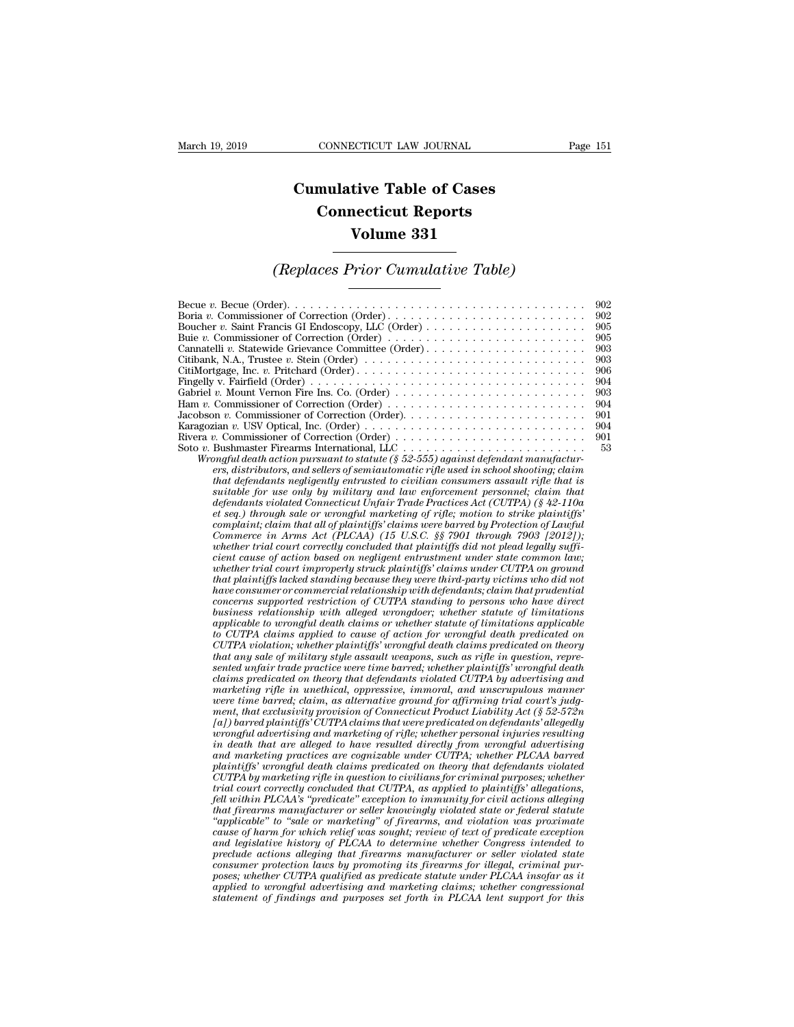# Cumulative Table of Cases
# Connecticut Reports
# Volume 331

## *(Replaces Prior Cumulative Table)*

Becue *v.* Becue (Order). . . . . . . . . . . . . . . . . . . . . . . . . . . . . . . . . . . . . . . . 902
Boria *v.* Commissioner of Correction (Order) . . . . . . . . . . . . . . . . . . . . . . . . . . 902
Boucher *v.* Saint Francis GI Endoscopy, LLC (Order) . . . . . . . . . . . . . . . . . . . . . 905
Buie *v.* Commissioner of Correction (Order) . . . . . . . . . . . . . . . . . . . . . . . . . . 905
Cannatelli *v.* Statewide Grievance Committee (Order) . . . . . . . . . . . . . . . . . . . . . 903
Citibank, N.A., Trustee *v.* Stein (Order) . . . . . . . . . . . . . . . . . . . . . . . . . . . . 903
CitiMortgage, Inc. *v.* Pritchard (Order) . . . . . . . . . . . . . . . . . . . . . . . . . . . . . 906
Fingelly v. Fairfield (Order) . . . . . . . . . . . . . . . . . . . . . . . . . . . . . . . . . . . . 904
Gabriel *v.* Mount Vernon Fire Ins. Co. (Order) . . . . . . . . . . . . . . . . . . . . . . . . . 903
Ham *v.* Commissioner of Correction (Order) . . . . . . . . . . . . . . . . . . . . . . . . . . 904
Jacobson *v.* Commissioner of Correction (Order). . . . . . . . . . . . . . . . . . . . . . . . 901
Karagozian *v.* USV Optical, Inc. (Order) . . . . . . . . . . . . . . . . . . . . . . . . . . . . . 904
Rivera *v.* Commissioner of Correction (Order) . . . . . . . . . . . . . . . . . . . . . . . . . 901
Soto *v.* Bushmaster Firearms International, LLC . . . . . . . . . . . . . . . . . . . . . . . . 53

*Wrongful death action pursuant to statute (§ 52-555) against defendant manufacturers, distributors, and sellers of semiautomatic rifle used in school shooting; claim that defendants negligently entrusted to civilian consumers assault rifle that is suitable for use only by military and law enforcement personnel; claim that defendants violated Connecticut Unfair Trade Practices Act (CUTPA) (§ 42-110a et seq.) through sale or wrongful marketing of rifle; motion to strike plaintiffs' complaint; claim that all of plaintiffs' claims were barred by Protection of Lawful Commerce in Arms Act (PLCAA) (15 U.S.C. §§ 7901 through 7903 [2012]); whether trial court correctly concluded that plaintiffs did not plead legally sufficient cause of action based on negligent entrustment under state common law; whether trial court improperly struck plaintiffs' claims under CUTPA on ground that plaintiffs lacked standing because they were third-party victims who did not have consumer or commercial relationship with defendants; claim that prudential concerns supported restriction of CUTPA standing to persons who have direct business relationship with alleged wrongdoer; whether statute of limitations applicable to wrongful death claims or whether statute of limitations applicable to CUTPA claims applied to cause of action for wrongful death predicated on CUTPA violation; whether plaintiffs' wrongful death claims predicated on theory that any sale of military style assault weapons, such as rifle in question, represented unfair trade practice were time barred; whether plaintiffs' wrongful death claims predicated on theory that defendants violated CUTPA by advertising and marketing rifle in unethical, oppressive, immoral, and unscrupulous manner were time barred; claim, as alternative ground for affirming trial court's judgment, that exclusivity provision of Connecticut Product Liability Act (§ 52-572n [a]) barred plaintiffs' CUTPA claims that were predicated on defendants' allegedly wrongful advertising and marketing of rifle; whether personal injuries resulting in death that are alleged to have resulted directly from wrongful advertising and marketing practices are cognizable under CUTPA; whether PLCAA barred plaintiffs' wrongful death claims predicated on theory that defendants violated CUTPA by marketing rifle in question to civilians for criminal purposes; whether trial court correctly concluded that CUTPA, as applied to plaintiffs' allegations, fell within PLCAA's "predicate" exception to immunity for civil actions alleging that firearms manufacturer or seller knowingly violated state or federal statute "applicable" to "sale or marketing" of firearms, and violation was proximate cause of harm for which relief was sought; review of text of predicate exception and legislative history of PLCAA to determine whether Congress intended to preclude actions alleging that firearms manufacturer or seller violated state consumer protection laws by promoting its firearms for illegal, criminal purposes; whether CUTPA qualified as predicate statute under PLCAA insofar as it applied to wrongful advertising and marketing claims; whether congressional statement of findings and purposes set forth in PLCAA lent support for this*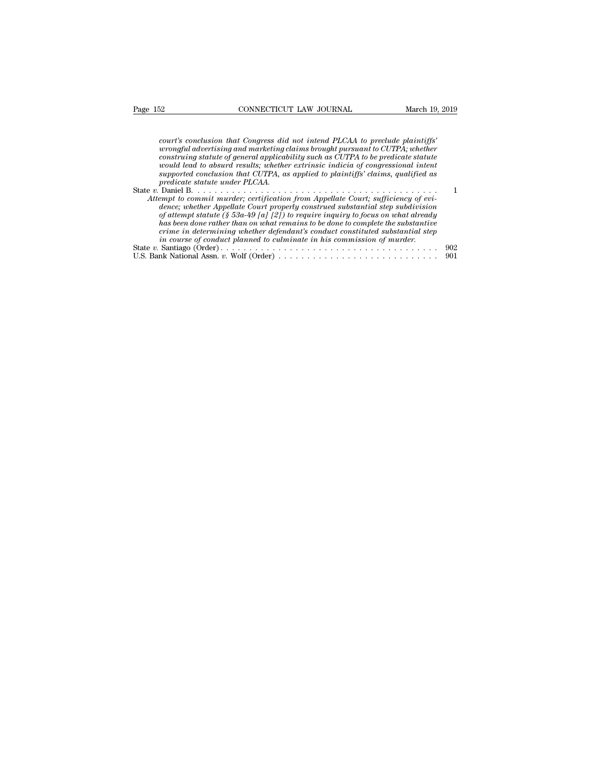*court's conclusion that Congress did not intend PLCAA to preclude plaintiffs' wrongful advertising and marketing claims brought pursuant to CUTPA; whether construing statute of general applicability such as CUTPA to be predicate statute would lead to absurd results; whether extrinsic indicia of congressional intent supported conclusion that CUTPA, as applied to plaintiffs' claims, qualified as predicate statute under PLCAA.*

State *v.* Daniel B. . . . . . . . . . . . . . . . . . . . . . . . . . . . . . . . . . . . . . . . . . 1

*Attempt to commit murder; certification from Appellate Court; sufficiency of evidence; whether Appellate Court properly construed substantial step subdivision of attempt statute (§ 53a-49 [a] [2]) to require inquiry to focus on what already has been done rather than on what remains to be done to complete the substantive crime in determining whether defendant's conduct constituted substantial step in course of conduct planned to culminate in his commission of murder.*

State *v.* Santiago (Order) . . . . . . . . . . . . . . . . . . . . . . . . . . . . . . . . . . . . . . 902

U.S. Bank National Assn. *v.* Wolf (Order) . . . . . . . . . . . . . . . . . . . . . . . . . . . 901